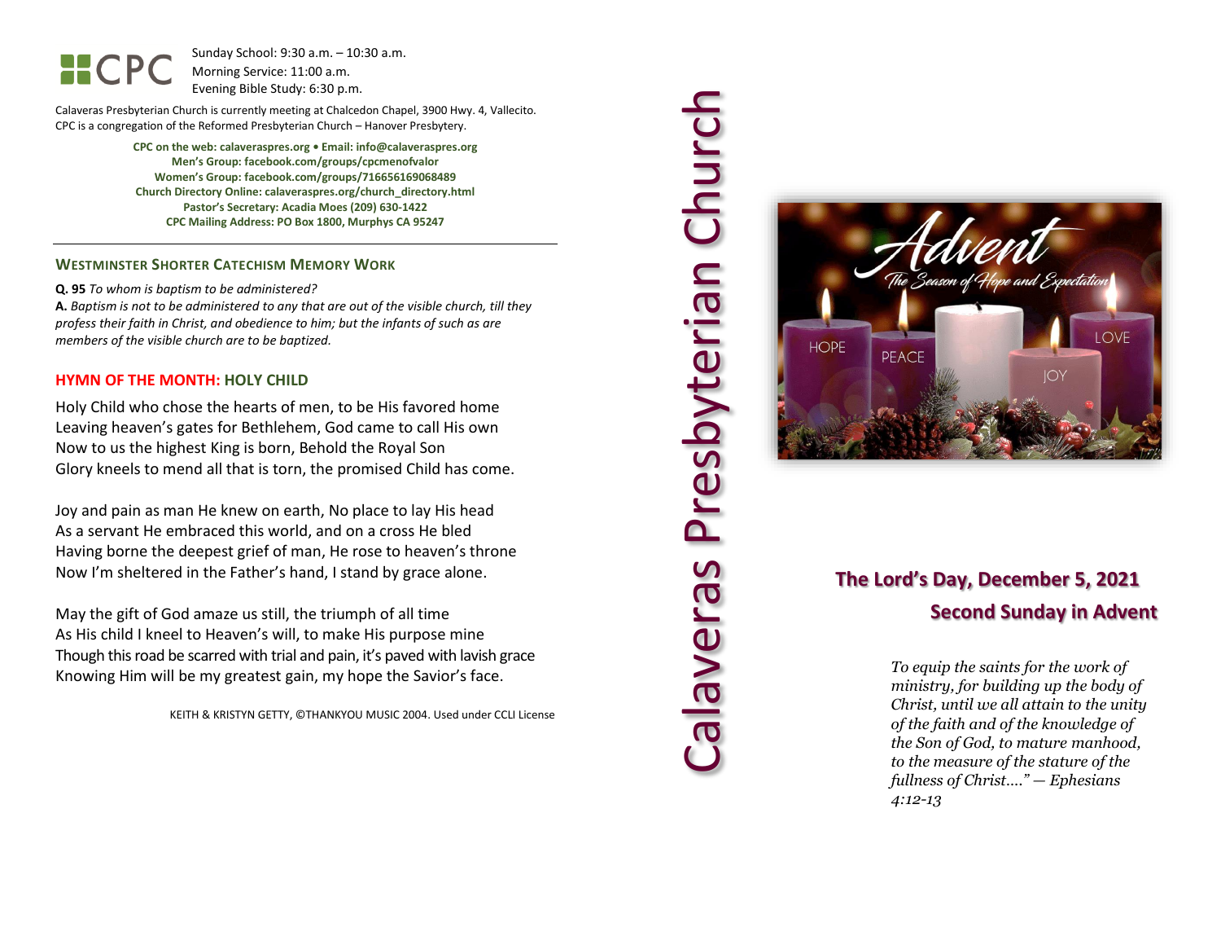CPC

Sunday School: 9:30 a.m. – 10:30 a.m.
Morning Service: 11:00 a.m.
Evening Bible Study: 6:30 p.m.

Calaveras Presbyterian Church is currently meeting at Chalcedon Chapel, 3900 Hwy. 4, Vallecito.
CPC is a congregation of the Reformed Presbyterian Church – Hanover Presbytery.

**CPC on the web: calaveraspres.org • Email: info@calaveraspres.org**
**Men's Group: facebook.com/groups/cpcmenofvalor**
**Women's Group: facebook.com/groups/716656169068489**
**Church Directory Online: calaveraspres.org/church_directory.html**
**Pastor's Secretary: Acadia Moes (209) 630-1422**
**CPC Mailing Address: PO Box 1800, Murphys CA 95247**

---

## WESTMINSTER SHORTER CATECHISM MEMORY WORK

**Q. 95** *To whom is baptism to be administered?*
**A.** *Baptism is not to be administered to any that are out of the visible church, till they profess their faith in Christ, and obedience to him; but the infants of such as are members of the visible church are to be baptized.*

## HYMN OF THE MONTH: HOLY CHILD

Holy Child who chose the hearts of men, to be His favored home
Leaving heaven's gates for Bethlehem, God came to call His own
Now to us the highest King is born, Behold the Royal Son
Glory kneels to mend all that is torn, the promised Child has come.

Joy and pain as man He knew on earth, No place to lay His head
As a servant He embraced this world, and on a cross He bled
Having borne the deepest grief of man, He rose to heaven's throne
Now I'm sheltered in the Father's hand, I stand by grace alone.

May the gift of God amaze us still, the triumph of all time
As His child I kneel to Heaven's will, to make His purpose mine
Though this road be scarred with trial and pain, it's paved with lavish grace
Knowing Him will be my greatest gain, my hope the Savior's face.

KEITH & KRISTYN GETTY, ©THANKYOU MUSIC 2004. Used under CCLI License

# Calaveras Presbyterian Church

Advent
The Season of Hope and Expectation

HOPE PEACE JOY LOVE

## The Lord's Day, December 5, 2021
## Second Sunday in Advent

*To equip the saints for the work of ministry, for building up the body of Christ, until we all attain to the unity of the faith and of the knowledge of the Son of God, to mature manhood, to the measure of the stature of the fullness of Christ...." — Ephesians 4:12-13*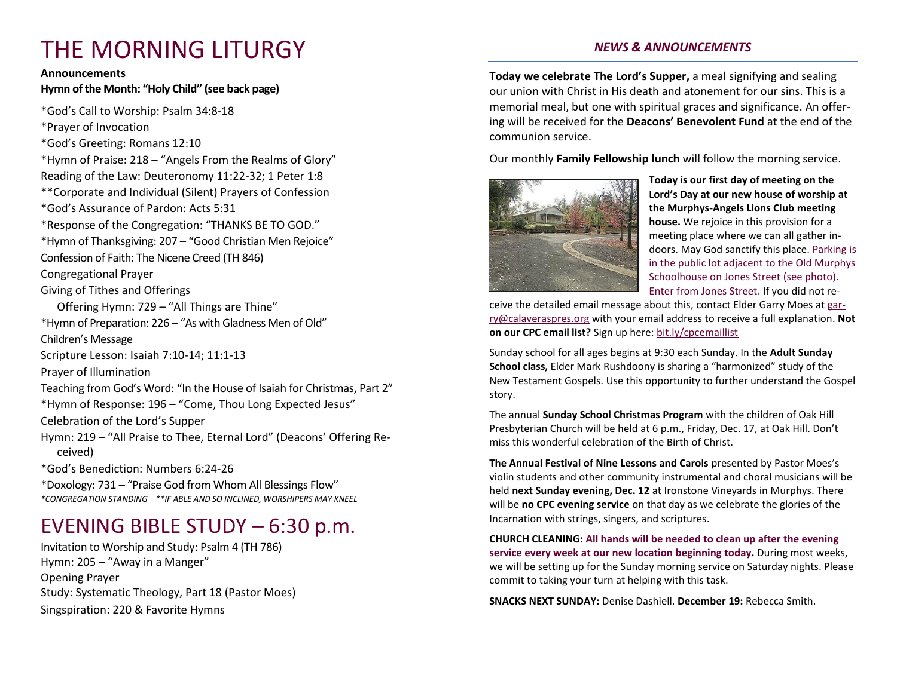# THE MORNING LITURGY

**Announcements**

**Hymn of the Month: "Holy Child" (see back page)**

*God's Call to Worship: Psalm 34:8-18

*Prayer of Invocation

*God's Greeting: Romans 12:10

*Hymn of Praise: 218 – "Angels From the Realms of Glory"

Reading of the Law: Deuteronomy 11:22-32; 1 Peter 1:8

**Corporate and Individual (Silent) Prayers of Confession

*God's Assurance of Pardon: Acts 5:31

*Response of the Congregation: "THANKS BE TO GOD."

*Hymn of Thanksgiving: 207 – "Good Christian Men Rejoice"

Confession of Faith: The Nicene Creed (TH 846)

Congregational Prayer

Giving of Tithes and Offerings

Offering Hymn: 729 – "All Things are Thine"

*Hymn of Preparation: 226 – "As with Gladness Men of Old"

Children's Message

Scripture Lesson: Isaiah 7:10-14; 11:1-13

Prayer of Illumination

Teaching from God's Word: "In the House of Isaiah for Christmas, Part 2"

*Hymn of Response: 196 – "Come, Thou Long Expected Jesus"

Celebration of the Lord's Supper

Hymn: 219 – "All Praise to Thee, Eternal Lord" (Deacons' Offering Received)

*God's Benediction: Numbers 6:24-26

*Doxology: 731 – "Praise God from Whom All Blessings Flow"

*\*CONGREGATION STANDING \*\*IF ABLE AND SO INCLINED, WORSHIPERS MAY KNEEL*

# EVENING BIBLE STUDY – 6:30 p.m.

Invitation to Worship and Study: Psalm 4 (TH 786)

Hymn: 205 – "Away in a Manger"

Opening Prayer

Study: Systematic Theology, Part 18 (Pastor Moes)

Singspiration: 220 & Favorite Hymns

## *NEWS & ANNOUNCEMENTS*

**Today we celebrate The Lord's Supper,** a meal signifying and sealing our union with Christ in His death and atonement for our sins. This is a memorial meal, but one with spiritual graces and significance. An offering will be received for the **Deacons' Benevolent Fund** at the end of the communion service.

Our monthly **Family Fellowship lunch** will follow the morning service.

**Today is our first day of meeting on the Lord's Day at our new house of worship at the Murphys-Angels Lions Club meeting house.** We rejoice in this provision for a meeting place where we can all gather indoors. May God sanctify this place. Parking is in the public lot adjacent to the Old Murphys Schoolhouse on Jones Street (see photo). Enter from Jones Street. If you did not receive the detailed email message about this, contact Elder Garry Moes at garry@calaveraspres.org with your email address to receive a full explanation. **Not on our CPC email list?** Sign up here: bit.ly/cpcemaillist

Sunday school for all ages begins at 9:30 each Sunday. In the **Adult Sunday School class,** Elder Mark Rushdoony is sharing a "harmonized" study of the New Testament Gospels. Use this opportunity to further understand the Gospel story.

The annual **Sunday School Christmas Program** with the children of Oak Hill Presbyterian Church will be held at 6 p.m., Friday, Dec. 17, at Oak Hill. Don't miss this wonderful celebration of the Birth of Christ.

**The Annual Festival of Nine Lessons and Carols** presented by Pastor Moes's violin students and other community instrumental and choral musicians will be held **next Sunday evening, Dec. 12** at Ironstone Vineyards in Murphys. There will be **no CPC evening service** on that day as we celebrate the glories of the Incarnation with strings, singers, and scriptures.

**CHURCH CLEANING: All hands will be needed to clean up after the evening service every week at our new location beginning today.** During most weeks, we will be setting up for the Sunday morning service on Saturday nights. Please commit to taking your turn at helping with this task.

**SNACKS NEXT SUNDAY:** Denise Dashiell. **December 19:** Rebecca Smith.